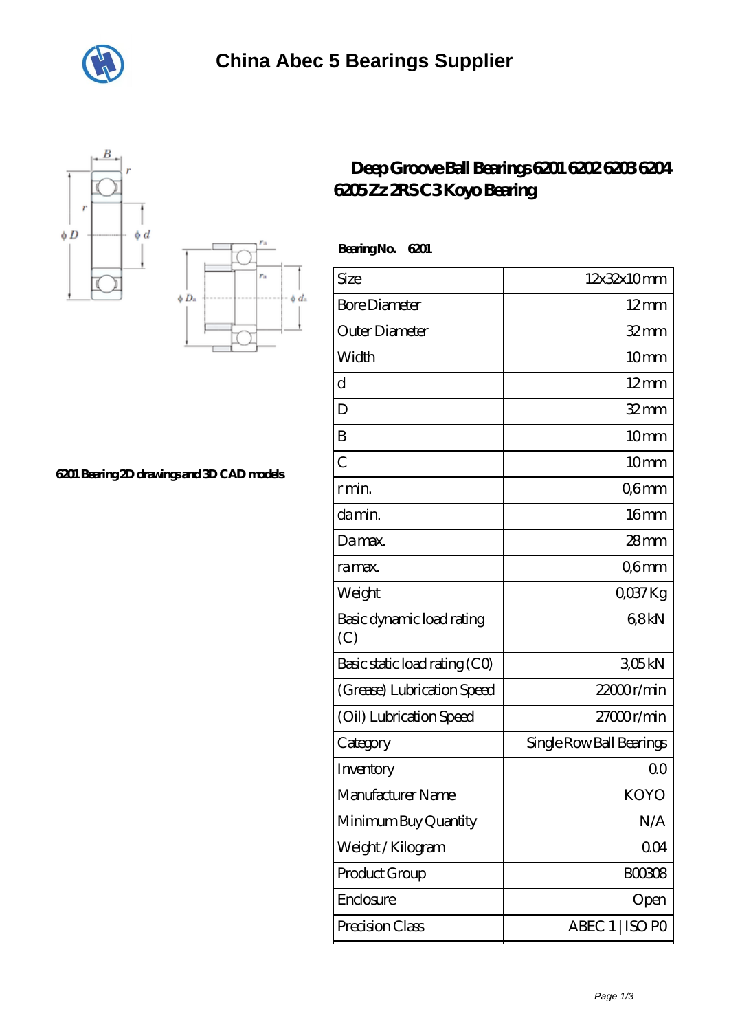# China Abec 5 Bearings Supplier

6201 Bearing 2D drawings and 3D CAD models

## Deep Groove Ball Bearings 6201 6202 6203 6204 6205 Zz 2RS C3 Koyo Bearing

**Bearing No. 6201**

| Size | 12x32x10 mm |
|---|---|
| Bore Diameter | 12 mm |
| Outer Diameter | 32 mm |
| Width | 10 mm |
| d | 12 mm |
| D | 32 mm |
| B | 10 mm |
| C | 10 mm |
| r min. | 0,6 mm |
| da min. | 16 mm |
| Da max. | 28 mm |
| ra max. | 0,6 mm |
| Weight | 0,037 Kg |
| Basic dynamic load rating (C) | 6,8 kN |
| Basic static load rating (C0) | 3,05 kN |
| (Grease) Lubrication Speed | 22000 r/min |
| (Oil) Lubrication Speed | 27000 r/min |
| Category | Single Row Ball Bearings |
| Inventory | 0.0 |
| Manufacturer Name | KOYO |
| Minimum Buy Quantity | N/A |
| Weight / Kilogram | 0.04 |
| Product Group | B00308 |
| Enclosure | Open |
| Precision Class | ABEC 1 \| ISO P0 |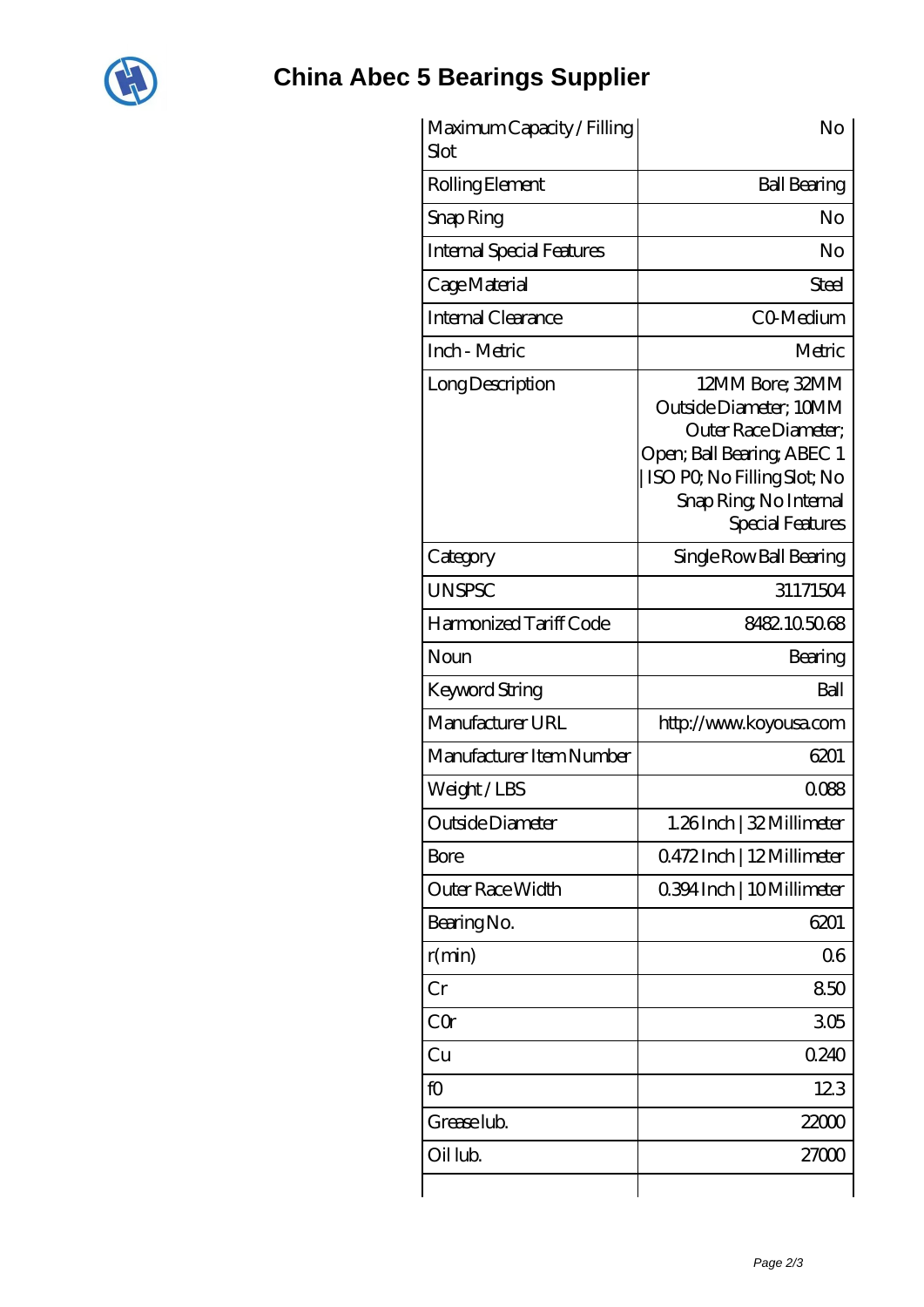# China Abec 5 Bearings Supplier

| | |
|---|---|
| Maximum Capacity / Filling Slot | No |
| Rolling Element | Ball Bearing |
| Snap Ring | No |
| Internal Special Features | No |
| Cage Material | Steel |
| Internal Clearance | C0-Medium |
| Inch - Metric | Metric |
| Long Description | 12MM Bore; 32MM Outside Diameter; 10MM Outer Race Diameter; Open; Ball Bearing; ABEC 1 \| ISO P0; No Filling Slot; No Snap Ring; No Internal Special Features |
| Category | Single Row Ball Bearing |
| UNSPSC | 31171504 |
| Harmonized Tariff Code | 8482.10.50.68 |
| Noun | Bearing |
| Keyword String | Ball |
| Manufacturer URL | http://www.koyousa.com |
| Manufacturer Item Number | 6201 |
| Weight / LBS | 0.088 |
| Outside Diameter | 1.26 Inch \| 32 Millimeter |
| Bore | 0.472 Inch \| 12 Millimeter |
| Outer Race Width | 0.394 Inch \| 10 Millimeter |
| Bearing No. | 6201 |
| r(min) | 0.6 |
| Cr | 8.50 |
| C0r | 3.05 |
| Cu | 0.240 |
| f0 | 12.3 |
| Grease lub. | 22000 |
| Oil lub. | 27000 |
| | |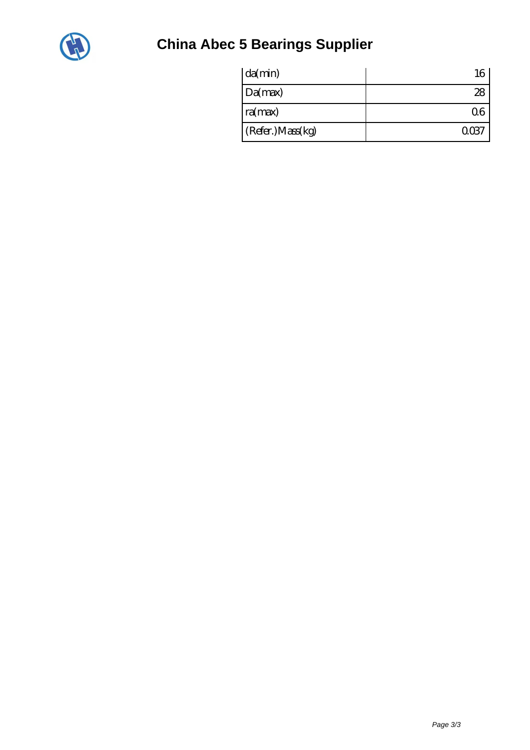# China Abec 5 Bearings Supplier

| | |
|---|---|
| da(min) | 16 |
| Da(max) | 28 |
| ra(max) | 0.6 |
| (Refer.)Mass(kg) | 0.037 |